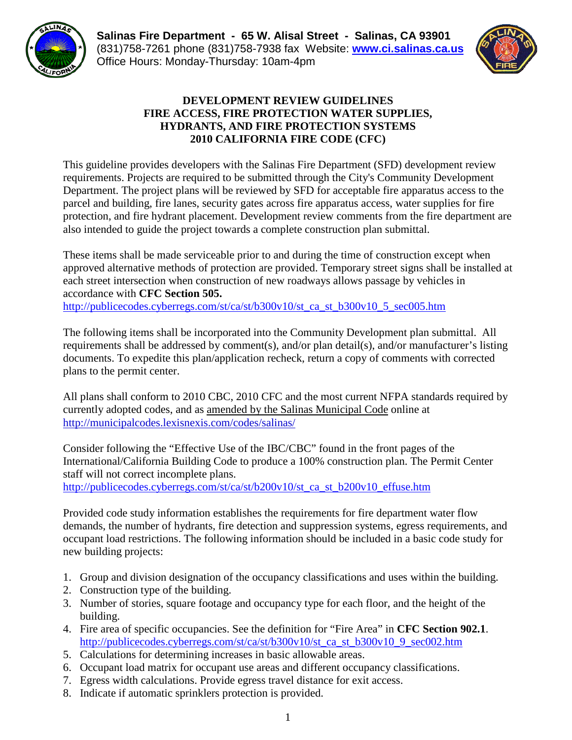**Salinas Fire Department - 65 W. Alisal Street - Salinas, CA 93901**
(831)758-7261 phone (831)758-7938 fax Website: **[www.ci.salinas.ca.us](http://www.ci.salinas.ca.us)**
Office Hours: Monday-Thursday: 10am-4pm

# DEVELOPMENT REVIEW GUIDELINES
# FIRE ACCESS, FIRE PROTECTION WATER SUPPLIES, HYDRANTS, AND FIRE PROTECTION SYSTEMS
# 2010 CALIFORNIA FIRE CODE (CFC)

This guideline provides developers with the Salinas Fire Department (SFD) development review requirements. Projects are required to be submitted through the City's Community Development Department. The project plans will be reviewed by SFD for acceptable fire apparatus access to the parcel and building, fire lanes, security gates across fire apparatus access, water supplies for fire protection, and fire hydrant placement. Development review comments from the fire department are also intended to guide the project towards a complete construction plan submittal.

These items shall be made serviceable prior to and during the time of construction except when approved alternative methods of protection are provided. Temporary street signs shall be installed at each street intersection when construction of new roadways allows passage by vehicles in accordance with **CFC Section 505.**
http://publicecodes.cyberregs.com/st/ca/st/b300v10/st_ca_st_b300v10_5_sec005.htm

The following items shall be incorporated into the Community Development plan submittal. All requirements shall be addressed by comment(s), and/or plan detail(s), and/or manufacturer's listing documents. To expedite this plan/application recheck, return a copy of comments with corrected plans to the permit center.

All plans shall conform to 2010 CBC, 2010 CFC and the most current NFPA standards required by currently adopted codes, and as amended by the Salinas Municipal Code online at
http://municipalcodes.lexisnexis.com/codes/salinas/

Consider following the "Effective Use of the IBC/CBC" found in the front pages of the International/California Building Code to produce a 100% construction plan. The Permit Center staff will not correct incomplete plans.
http://publicecodes.cyberregs.com/st/ca/st/b200v10/st_ca_st_b200v10_effuse.htm

Provided code study information establishes the requirements for fire department water flow demands, the number of hydrants, fire detection and suppression systems, egress requirements, and occupant load restrictions. The following information should be included in a basic code study for new building projects:

1. Group and division designation of the occupancy classifications and uses within the building.
2. Construction type of the building.
3. Number of stories, square footage and occupancy type for each floor, and the height of the building.
4. Fire area of specific occupancies. See the definition for "Fire Area" in **CFC Section 902.1**.
   http://publicecodes.cyberregs.com/st/ca/st/b300v10/st_ca_st_b300v10_9_sec002.htm
5. Calculations for determining increases in basic allowable areas.
6. Occupant load matrix for occupant use areas and different occupancy classifications.
7. Egress width calculations. Provide egress travel distance for exit access.
8. Indicate if automatic sprinklers protection is provided.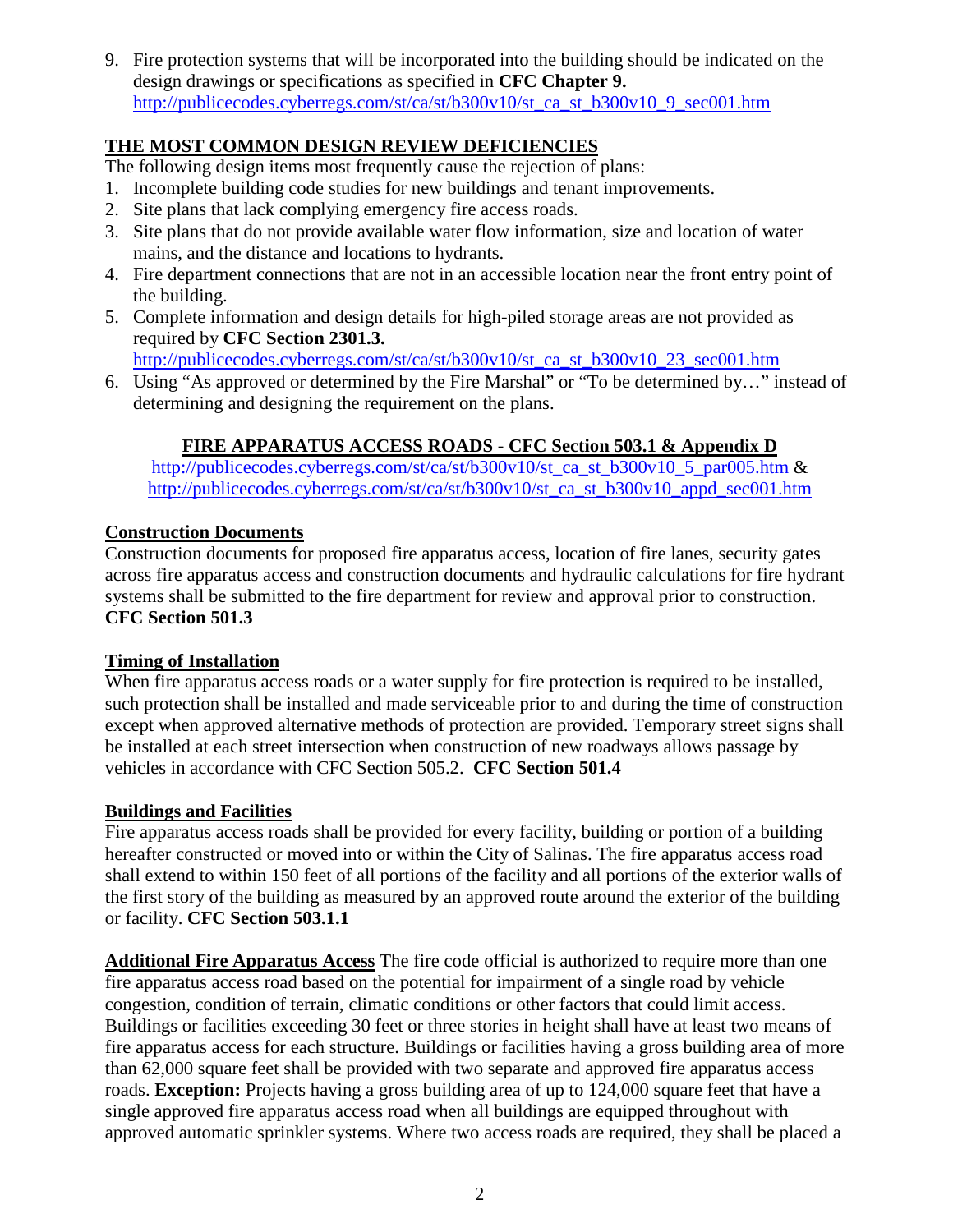9. Fire protection systems that will be incorporated into the building should be indicated on the design drawings or specifications as specified in **CFC Chapter 9.** http://publicecodes.cyberregs.com/st/ca/st/b300v10/st_ca_st_b300v10_9_sec001.htm

## THE MOST COMMON DESIGN REVIEW DEFICIENCIES

The following design items most frequently cause the rejection of plans:

1. Incomplete building code studies for new buildings and tenant improvements.
2. Site plans that lack complying emergency fire access roads.
3. Site plans that do not provide available water flow information, size and location of water mains, and the distance and locations to hydrants.
4. Fire department connections that are not in an accessible location near the front entry point of the building.
5. Complete information and design details for high-piled storage areas are not provided as required by **CFC Section 2301.3.** http://publicecodes.cyberregs.com/st/ca/st/b300v10/st_ca_st_b300v10_23_sec001.htm
6. Using "As approved or determined by the Fire Marshal" or "To be determined by…" instead of determining and designing the requirement on the plans.

## FIRE APPARATUS ACCESS ROADS - CFC Section 503.1 & Appendix D

http://publicecodes.cyberregs.com/st/ca/st/b300v10/st_ca_st_b300v10_5_par005.htm & http://publicecodes.cyberregs.com/st/ca/st/b300v10/st_ca_st_b300v10_appd_sec001.htm

### Construction Documents

Construction documents for proposed fire apparatus access, location of fire lanes, security gates across fire apparatus access and construction documents and hydraulic calculations for fire hydrant systems shall be submitted to the fire department for review and approval prior to construction. **CFC Section 501.3**

### Timing of Installation

When fire apparatus access roads or a water supply for fire protection is required to be installed, such protection shall be installed and made serviceable prior to and during the time of construction except when approved alternative methods of protection are provided. Temporary street signs shall be installed at each street intersection when construction of new roadways allows passage by vehicles in accordance with CFC Section 505.2. **CFC Section 501.4**

### Buildings and Facilities

Fire apparatus access roads shall be provided for every facility, building or portion of a building hereafter constructed or moved into or within the City of Salinas. The fire apparatus access road shall extend to within 150 feet of all portions of the facility and all portions of the exterior walls of the first story of the building as measured by an approved route around the exterior of the building or facility. **CFC Section 503.1.1**

**Additional Fire Apparatus Access** The fire code official is authorized to require more than one fire apparatus access road based on the potential for impairment of a single road by vehicle congestion, condition of terrain, climatic conditions or other factors that could limit access. Buildings or facilities exceeding 30 feet or three stories in height shall have at least two means of fire apparatus access for each structure. Buildings or facilities having a gross building area of more than 62,000 square feet shall be provided with two separate and approved fire apparatus access roads. **Exception:** Projects having a gross building area of up to 124,000 square feet that have a single approved fire apparatus access road when all buildings are equipped throughout with approved automatic sprinkler systems. Where two access roads are required, they shall be placed a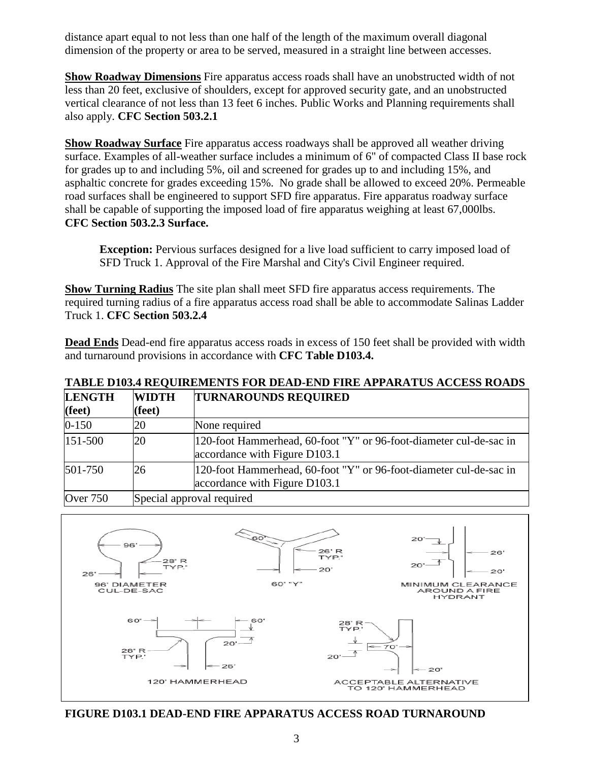distance apart equal to not less than one half of the length of the maximum overall diagonal dimension of the property or area to be served, measured in a straight line between accesses.

**Show Roadway Dimensions** Fire apparatus access roads shall have an unobstructed width of not less than 20 feet, exclusive of shoulders, except for approved security gate, and an unobstructed vertical clearance of not less than 13 feet 6 inches. Public Works and Planning requirements shall also apply. **CFC Section 503.2.1**

**Show Roadway Surface** Fire apparatus access roadways shall be approved all weather driving surface. Examples of all-weather surface includes a minimum of 6" of compacted Class II base rock for grades up to and including 5%, oil and screened for grades up to and including 15%, and asphaltic concrete for grades exceeding 15%. No grade shall be allowed to exceed 20%. Permeable road surfaces shall be engineered to support SFD fire apparatus. Fire apparatus roadway surface shall be capable of supporting the imposed load of fire apparatus weighing at least 67,000lbs. **CFC Section 503.2.3 Surface.**

> **Exception:** Pervious surfaces designed for a live load sufficient to carry imposed load of SFD Truck 1. Approval of the Fire Marshal and City's Civil Engineer required.

**Show Turning Radius** The site plan shall meet SFD fire apparatus access requirements. The required turning radius of a fire apparatus access road shall be able to accommodate Salinas Ladder Truck 1. **CFC Section 503.2.4**

**Dead Ends** Dead-end fire apparatus access roads in excess of 150 feet shall be provided with width and turnaround provisions in accordance with **CFC Table D103.4.**

**TABLE D103.4 REQUIREMENTS FOR DEAD-END FIRE APPARATUS ACCESS ROADS**

| LENGTH (feet) | WIDTH (feet) | TURNAROUNDS REQUIRED |
|---|---|---|
| 0-150 | 20 | None required |
| 151-500 | 20 | 120-foot Hammerhead, 60-foot "Y" or 96-foot-diameter cul-de-sac in accordance with Figure D103.1 |
| 501-750 | 26 | 120-foot Hammerhead, 60-foot "Y" or 96-foot-diameter cul-de-sac in accordance with Figure D103.1 |
| Over 750 | Special approval required | |

96' DIAMETER CUL-DE-SAC — 96'; 28' R TYP.; 26'

60' "Y" — 60'; 26' R TYP.; 20'

MINIMUM CLEARANCE AROUND A FIRE HYDRANT — 20'; 20'; 26'; 20'

120' HAMMERHEAD — 60'; 60'; 20'; 28' R TYP.; 26'

ACCEPTABLE ALTERNATIVE TO 120' HAMMERHEAD — 28' R TYP.; 70'; 20'; 20'

**FIGURE D103.1 DEAD-END FIRE APPARATUS ACCESS ROAD TURNAROUND**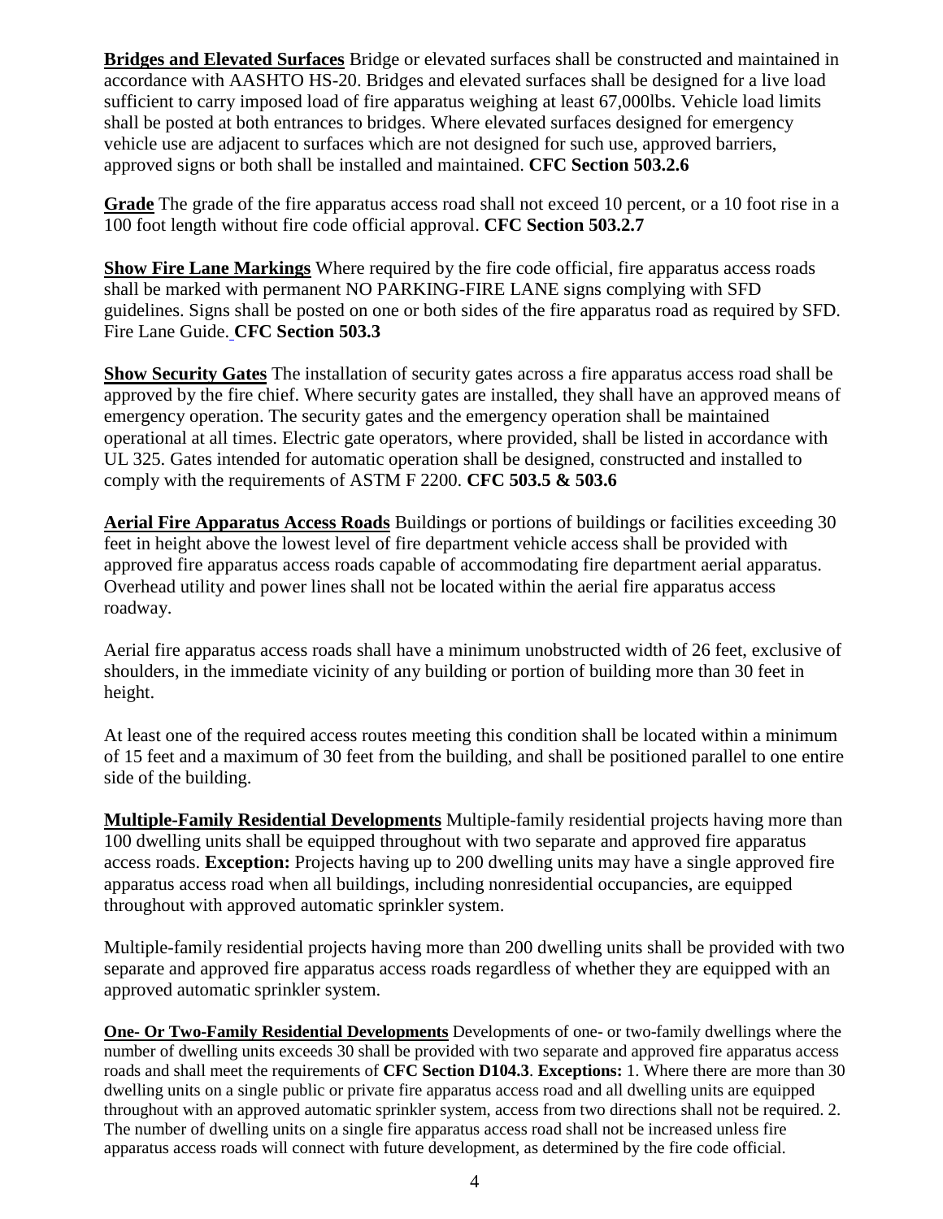**Bridges and Elevated Surfaces** Bridge or elevated surfaces shall be constructed and maintained in accordance with AASHTO HS-20. Bridges and elevated surfaces shall be designed for a live load sufficient to carry imposed load of fire apparatus weighing at least 67,000lbs. Vehicle load limits shall be posted at both entrances to bridges. Where elevated surfaces designed for emergency vehicle use are adjacent to surfaces which are not designed for such use, approved barriers, approved signs or both shall be installed and maintained. **CFC Section 503.2.6**

**Grade** The grade of the fire apparatus access road shall not exceed 10 percent, or a 10 foot rise in a 100 foot length without fire code official approval. **CFC Section 503.2.7**

**Show Fire Lane Markings** Where required by the fire code official, fire apparatus access roads shall be marked with permanent NO PARKING-FIRE LANE signs complying with SFD guidelines. Signs shall be posted on one or both sides of the fire apparatus road as required by SFD. Fire Lane Guide. **CFC Section 503.3**

**Show Security Gates** The installation of security gates across a fire apparatus access road shall be approved by the fire chief. Where security gates are installed, they shall have an approved means of emergency operation. The security gates and the emergency operation shall be maintained operational at all times. Electric gate operators, where provided, shall be listed in accordance with UL 325. Gates intended for automatic operation shall be designed, constructed and installed to comply with the requirements of ASTM F 2200. **CFC 503.5 & 503.6**

**Aerial Fire Apparatus Access Roads** Buildings or portions of buildings or facilities exceeding 30 feet in height above the lowest level of fire department vehicle access shall be provided with approved fire apparatus access roads capable of accommodating fire department aerial apparatus. Overhead utility and power lines shall not be located within the aerial fire apparatus access roadway.

Aerial fire apparatus access roads shall have a minimum unobstructed width of 26 feet, exclusive of shoulders, in the immediate vicinity of any building or portion of building more than 30 feet in height.

At least one of the required access routes meeting this condition shall be located within a minimum of 15 feet and a maximum of 30 feet from the building, and shall be positioned parallel to one entire side of the building.

**Multiple-Family Residential Developments** Multiple-family residential projects having more than 100 dwelling units shall be equipped throughout with two separate and approved fire apparatus access roads. **Exception:** Projects having up to 200 dwelling units may have a single approved fire apparatus access road when all buildings, including nonresidential occupancies, are equipped throughout with approved automatic sprinkler system.

Multiple-family residential projects having more than 200 dwelling units shall be provided with two separate and approved fire apparatus access roads regardless of whether they are equipped with an approved automatic sprinkler system.

**One- Or Two-Family Residential Developments** Developments of one- or two-family dwellings where the number of dwelling units exceeds 30 shall be provided with two separate and approved fire apparatus access roads and shall meet the requirements of **CFC Section D104.3**. **Exceptions:** 1. Where there are more than 30 dwelling units on a single public or private fire apparatus access road and all dwelling units are equipped throughout with an approved automatic sprinkler system, access from two directions shall not be required. 2. The number of dwelling units on a single fire apparatus access road shall not be increased unless fire apparatus access roads will connect with future development, as determined by the fire code official.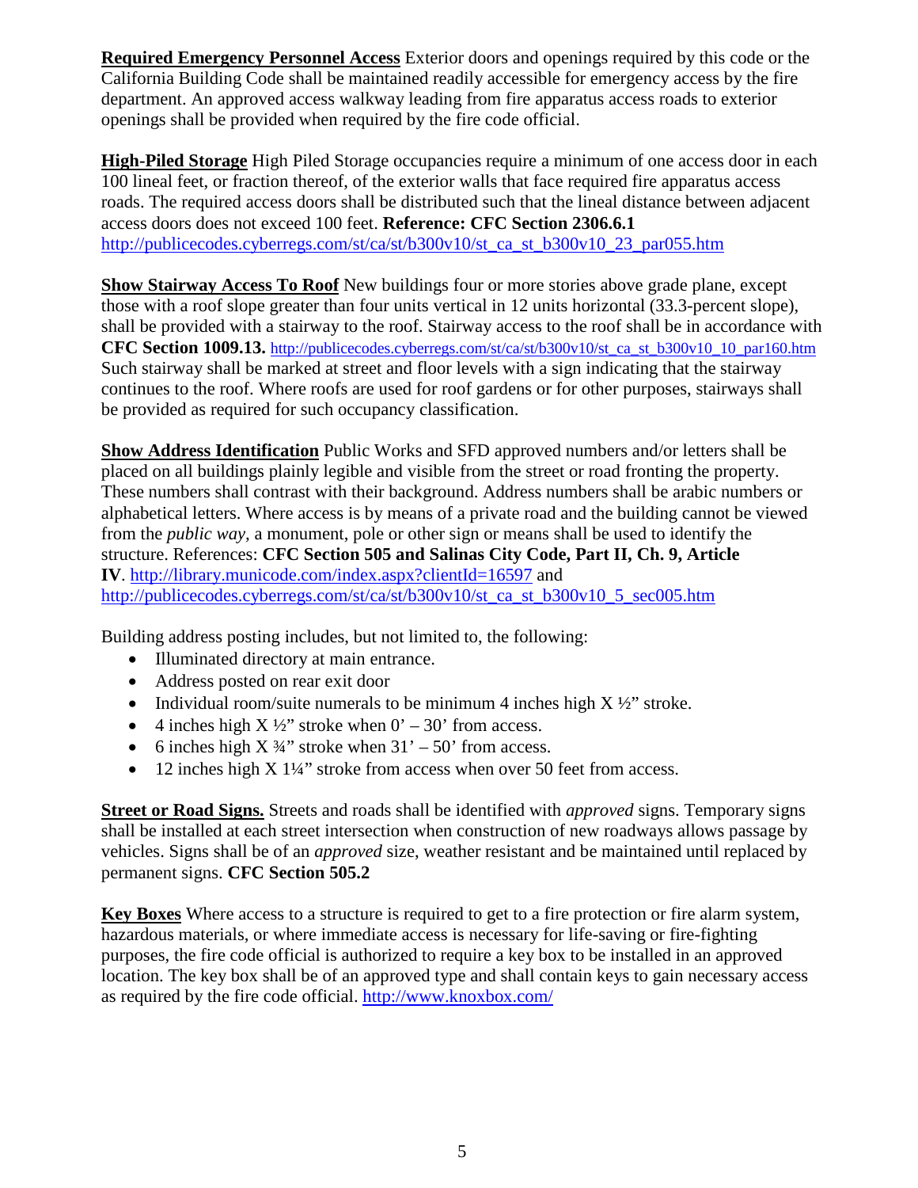**<u>Required Emergency Personnel Access</u>** Exterior doors and openings required by this code or the California Building Code shall be maintained readily accessible for emergency access by the fire department. An approved access walkway leading from fire apparatus access roads to exterior openings shall be provided when required by the fire code official.

**<u>High-Piled Storage</u>** High Piled Storage occupancies require a minimum of one access door in each 100 lineal feet, or fraction thereof, of the exterior walls that face required fire apparatus access roads. The required access doors shall be distributed such that the lineal distance between adjacent access doors does not exceed 100 feet. **Reference: CFC Section 2306.6.1** http://publicecodes.cyberregs.com/st/ca/st/b300v10/st_ca_st_b300v10_23_par055.htm

**<u>Show Stairway Access To Roof</u>** New buildings four or more stories above grade plane, except those with a roof slope greater than four units vertical in 12 units horizontal (33.3-percent slope), shall be provided with a stairway to the roof. Stairway access to the roof shall be in accordance with **CFC Section 1009.13.** http://publicecodes.cyberregs.com/st/ca/st/b300v10/st_ca_st_b300v10_10_par160.htm Such stairway shall be marked at street and floor levels with a sign indicating that the stairway continues to the roof. Where roofs are used for roof gardens or for other purposes, stairways shall be provided as required for such occupancy classification.

**<u>Show Address Identification</u>** Public Works and SFD approved numbers and/or letters shall be placed on all buildings plainly legible and visible from the street or road fronting the property. These numbers shall contrast with their background. Address numbers shall be arabic numbers or alphabetical letters. Where access is by means of a private road and the building cannot be viewed from the *public way,* a monument, pole or other sign or means shall be used to identify the structure. References: **CFC Section 505 and Salinas City Code, Part II, Ch. 9, Article IV**. http://library.municode.com/index.aspx?clientId=16597 and http://publicecodes.cyberregs.com/st/ca/st/b300v10/st_ca_st_b300v10_5_sec005.htm

Building address posting includes, but not limited to, the following:

- Illuminated directory at main entrance.
- Address posted on rear exit door
- Individual room/suite numerals to be minimum 4 inches high X ½" stroke.
- 4 inches high X ½" stroke when 0' – 30' from access.
- 6 inches high X ¾" stroke when 31' – 50' from access.
- 12 inches high X 1¼" stroke from access when over 50 feet from access.

**<u>Street or Road Signs.</u>** Streets and roads shall be identified with *approved* signs. Temporary signs shall be installed at each street intersection when construction of new roadways allows passage by vehicles. Signs shall be of an *approved* size, weather resistant and be maintained until replaced by permanent signs. **CFC Section 505.2**

**<u>Key Boxes</u>** Where access to a structure is required to get to a fire protection or fire alarm system, hazardous materials, or where immediate access is necessary for life-saving or fire-fighting purposes, the fire code official is authorized to require a key box to be installed in an approved location. The key box shall be of an approved type and shall contain keys to gain necessary access as required by the fire code official. http://www.knoxbox.com/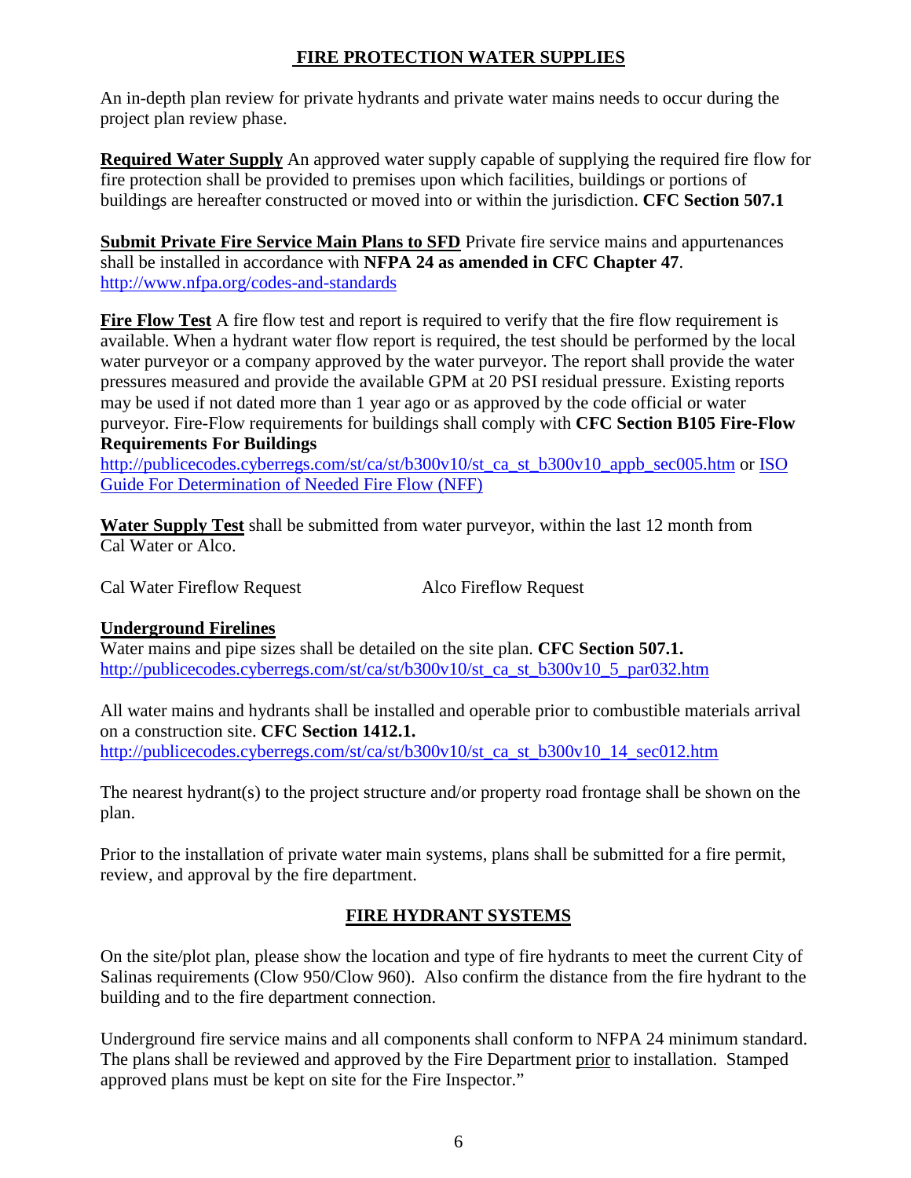## FIRE PROTECTION WATER SUPPLIES

An in-depth plan review for private hydrants and private water mains needs to occur during the project plan review phase.

**Required Water Supply** An approved water supply capable of supplying the required fire flow for fire protection shall be provided to premises upon which facilities, buildings or portions of buildings are hereafter constructed or moved into or within the jurisdiction. **CFC Section 507.1**

**Submit Private Fire Service Main Plans to SFD** Private fire service mains and appurtenances shall be installed in accordance with **NFPA 24 as amended in CFC Chapter 47**.
http://www.nfpa.org/codes-and-standards

**Fire Flow Test** A fire flow test and report is required to verify that the fire flow requirement is available. When a hydrant water flow report is required, the test should be performed by the local water purveyor or a company approved by the water purveyor. The report shall provide the water pressures measured and provide the available GPM at 20 PSI residual pressure. Existing reports may be used if not dated more than 1 year ago or as approved by the code official or water purveyor. Fire-Flow requirements for buildings shall comply with **CFC Section B105 Fire-Flow Requirements For Buildings**
http://publicecodes.cyberregs.com/st/ca/st/b300v10/st_ca_st_b300v10_appb_sec005.htm or ISO Guide For Determination of Needed Fire Flow (NFF)

**Water Supply Test** shall be submitted from water purveyor, within the last 12 month from Cal Water or Alco.

Cal Water Fireflow Request    Alco Fireflow Request

**Underground Firelines**
Water mains and pipe sizes shall be detailed on the site plan. **CFC Section 507.1.**
http://publicecodes.cyberregs.com/st/ca/st/b300v10/st_ca_st_b300v10_5_par032.htm

All water mains and hydrants shall be installed and operable prior to combustible materials arrival on a construction site. **CFC Section 1412.1.**
http://publicecodes.cyberregs.com/st/ca/st/b300v10/st_ca_st_b300v10_14_sec012.htm

The nearest hydrant(s) to the project structure and/or property road frontage shall be shown on the plan.

Prior to the installation of private water main systems, plans shall be submitted for a fire permit, review, and approval by the fire department.

## FIRE HYDRANT SYSTEMS

On the site/plot plan, please show the location and type of fire hydrants to meet the current City of Salinas requirements (Clow 950/Clow 960). Also confirm the distance from the fire hydrant to the building and to the fire department connection.

Underground fire service mains and all components shall conform to NFPA 24 minimum standard. The plans shall be reviewed and approved by the Fire Department prior to installation. Stamped approved plans must be kept on site for the Fire Inspector."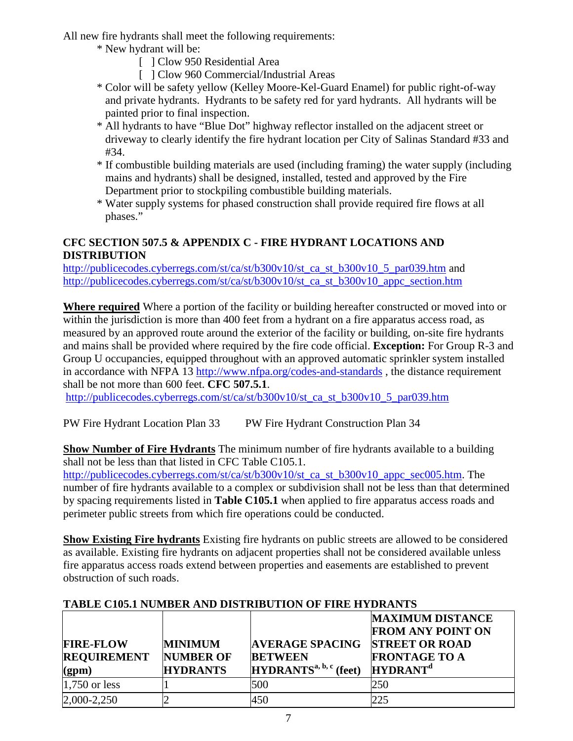All new fire hydrants shall meet the following requirements:

- New hydrant will be:
  - [ ] Clow 950 Residential Area
  - [ ] Clow 960 Commercial/Industrial Areas
- Color will be safety yellow (Kelley Moore-Kel-Guard Enamel) for public right-of-way and private hydrants. Hydrants to be safety red for yard hydrants. All hydrants will be painted prior to final inspection.
- All hydrants to have "Blue Dot" highway reflector installed on the adjacent street or driveway to clearly identify the fire hydrant location per City of Salinas Standard #33 and #34.
- If combustible building materials are used (including framing) the water supply (including mains and hydrants) shall be designed, installed, tested and approved by the Fire Department prior to stockpiling combustible building materials.
- Water supply systems for phased construction shall provide required fire flows at all phases."

## CFC SECTION 507.5 & APPENDIX C - FIRE HYDRANT LOCATIONS AND DISTRIBUTION

http://publicecodes.cyberregs.com/st/ca/st/b300v10/st_ca_st_b300v10_5_par039.htm and http://publicecodes.cyberregs.com/st/ca/st/b300v10/st_ca_st_b300v10_appc_section.htm

**Where required** Where a portion of the facility or building hereafter constructed or moved into or within the jurisdiction is more than 400 feet from a hydrant on a fire apparatus access road, as measured by an approved route around the exterior of the facility or building, on-site fire hydrants and mains shall be provided where required by the fire code official. **Exception:** For Group R-3 and Group U occupancies, equipped throughout with an approved automatic sprinkler system installed in accordance with NFPA 13 http://www.nfpa.org/codes-and-standards , the distance requirement shall be not more than 600 feet. **CFC 507.5.1**.
http://publicecodes.cyberregs.com/st/ca/st/b300v10/st_ca_st_b300v10_5_par039.htm

PW Fire Hydrant Location Plan 33 PW Fire Hydrant Construction Plan 34

**Show Number of Fire Hydrants** The minimum number of fire hydrants available to a building shall not be less than that listed in CFC Table C105.1.
http://publicecodes.cyberregs.com/st/ca/st/b300v10/st_ca_st_b300v10_appc_sec005.htm. The number of fire hydrants available to a complex or subdivision shall not be less than that determined by spacing requirements listed in **Table C105.1** when applied to fire apparatus access roads and perimeter public streets from which fire operations could be conducted.

**Show Existing Fire hydrants** Existing fire hydrants on public streets are allowed to be considered as available. Existing fire hydrants on adjacent properties shall not be considered available unless fire apparatus access roads extend between properties and easements are established to prevent obstruction of such roads.

**TABLE C105.1 NUMBER AND DISTRIBUTION OF FIRE HYDRANTS**

| FIRE-FLOW REQUIREMENT (gpm) | MINIMUM NUMBER OF HYDRANTS | AVERAGE SPACING BETWEEN HYDRANTS[a, b, c] (feet) | MAXIMUM DISTANCE FROM ANY POINT ON STREET OR ROAD FRONTAGE TO A HYDRANT[d] |
|---|---|---|---|
| 1,750 or less | 1 | 500 | 250 |
| 2,000-2,250 | 2 | 450 | 225 |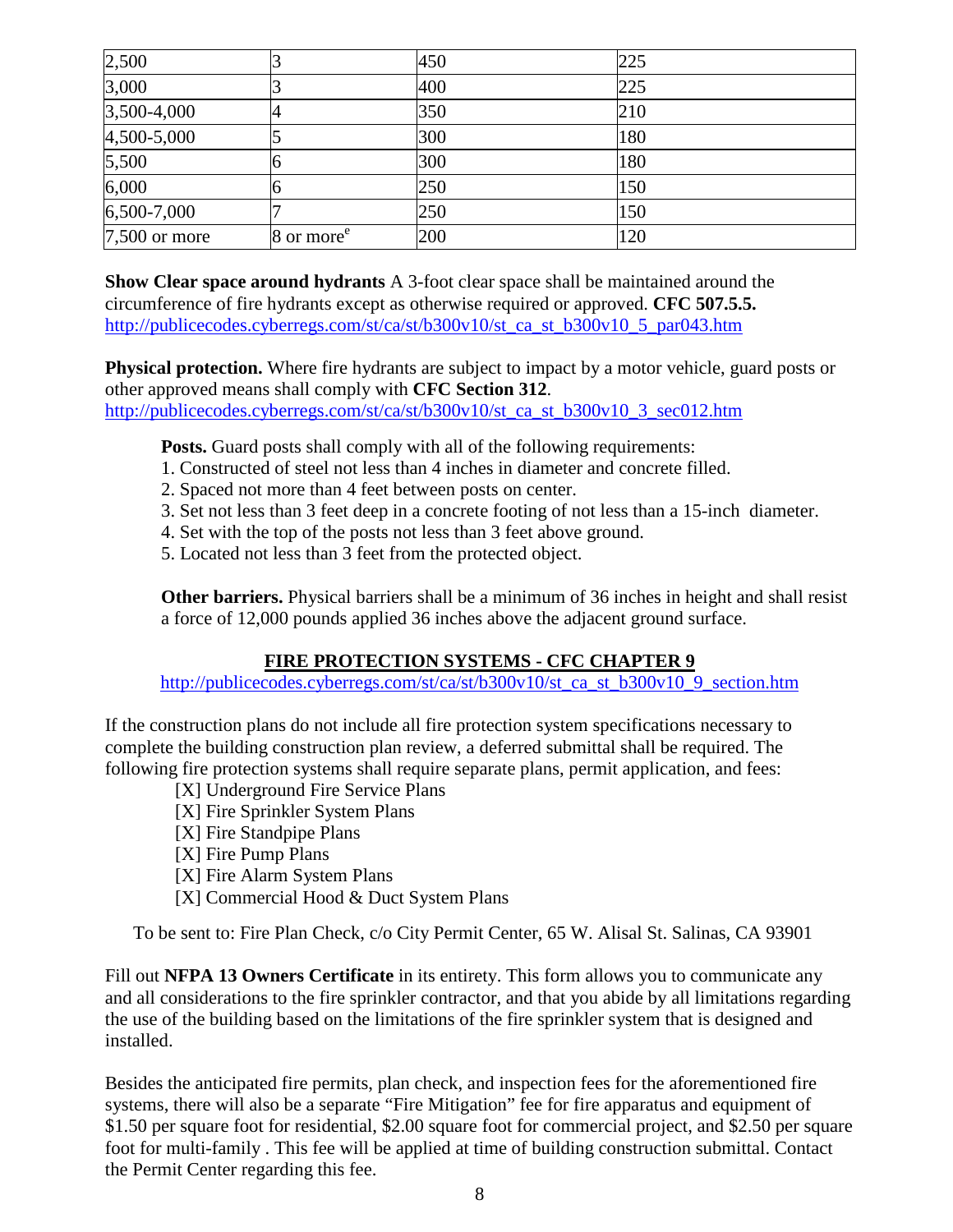| | | | |
|---|---|---|---|
| 2,500 | 3 | 450 | 225 |
| 3,000 | 3 | 400 | 225 |
| 3,500-4,000 | 4 | 350 | 210 |
| 4,500-5,000 | 5 | 300 | 180 |
| 5,500 | 6 | 300 | 180 |
| 6,000 | 6 | 250 | 150 |
| 6,500-7,000 | 7 | 250 | 150 |
| 7,500 or more | 8 or more[e] | 200 | 120 |

**Show Clear space around hydrants** A 3-foot clear space shall be maintained around the circumference of fire hydrants except as otherwise required or approved. **CFC 507.5.5.** http://publicecodes.cyberregs.com/st/ca/st/b300v10/st_ca_st_b300v10_5_par043.htm

**Physical protection.** Where fire hydrants are subject to impact by a motor vehicle, guard posts or other approved means shall comply with **CFC Section 312**. http://publicecodes.cyberregs.com/st/ca/st/b300v10/st_ca_st_b300v10_3_sec012.htm

**Posts.** Guard posts shall comply with all of the following requirements:

1. Constructed of steel not less than 4 inches in diameter and concrete filled.
2. Spaced not more than 4 feet between posts on center.
3. Set not less than 3 feet deep in a concrete footing of not less than a 15-inch diameter.
4. Set with the top of the posts not less than 3 feet above ground.
5. Located not less than 3 feet from the protected object.

**Other barriers.** Physical barriers shall be a minimum of 36 inches in height and shall resist a force of 12,000 pounds applied 36 inches above the adjacent ground surface.

## FIRE PROTECTION SYSTEMS - CFC CHAPTER 9

http://publicecodes.cyberregs.com/st/ca/st/b300v10/st_ca_st_b300v10_9_section.htm

If the construction plans do not include all fire protection system specifications necessary to complete the building construction plan review, a deferred submittal shall be required. The following fire protection systems shall require separate plans, permit application, and fees:

- [X] Underground Fire Service Plans
- [X] Fire Sprinkler System Plans
- [X] Fire Standpipe Plans
- [X] Fire Pump Plans
- [X] Fire Alarm System Plans
- [X] Commercial Hood & Duct System Plans

To be sent to: Fire Plan Check, c/o City Permit Center, 65 W. Alisal St. Salinas, CA 93901

Fill out **NFPA 13 Owners Certificate** in its entirety. This form allows you to communicate any and all considerations to the fire sprinkler contractor, and that you abide by all limitations regarding the use of the building based on the limitations of the fire sprinkler system that is designed and installed.

Besides the anticipated fire permits, plan check, and inspection fees for the aforementioned fire systems, there will also be a separate "Fire Mitigation" fee for fire apparatus and equipment of $1.50 per square foot for residential, $2.00 square foot for commercial project, and $2.50 per square foot for multi-family . This fee will be applied at time of building construction submittal. Contact the Permit Center regarding this fee.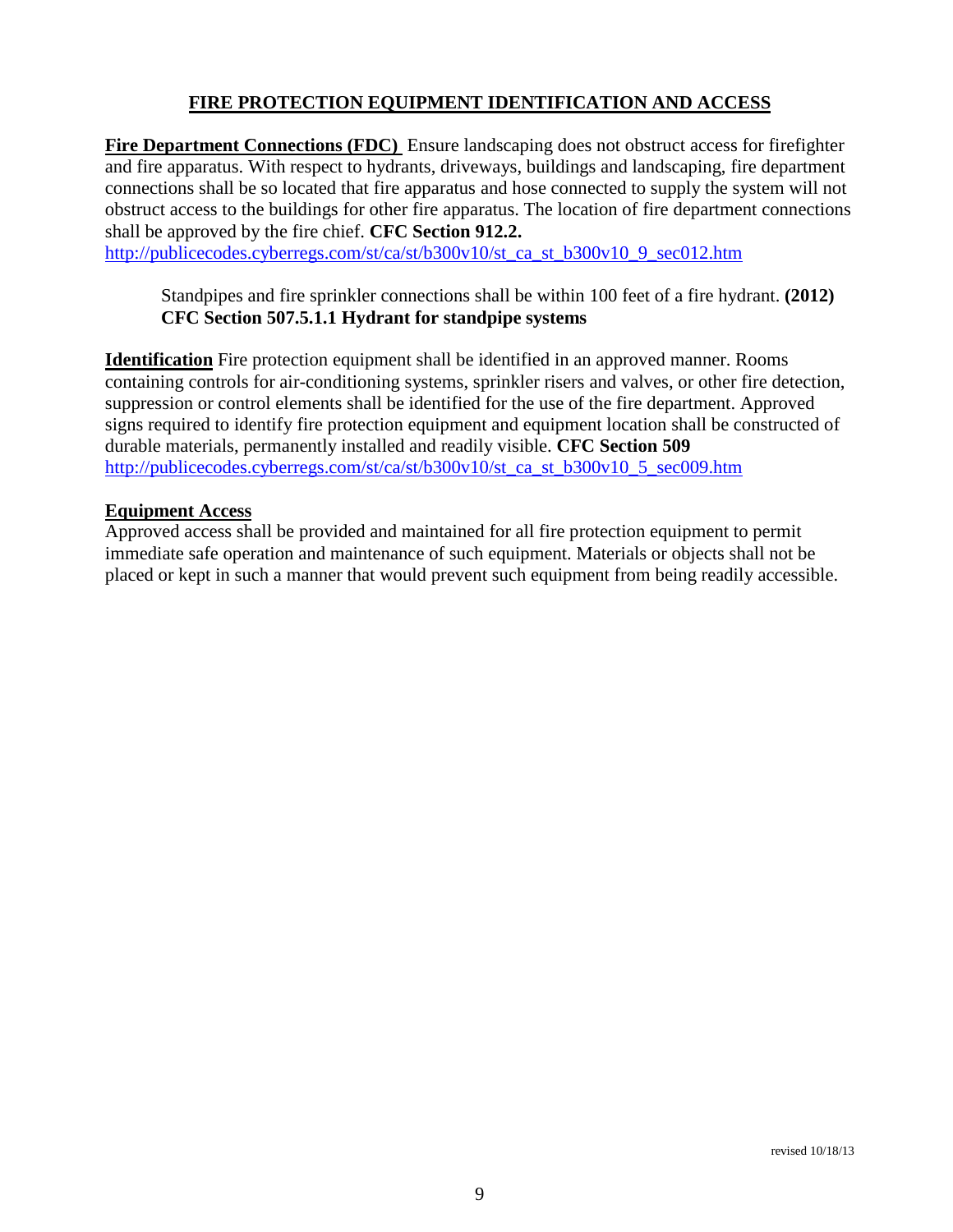## FIRE PROTECTION EQUIPMENT IDENTIFICATION AND ACCESS

**Fire Department Connections (FDC)** Ensure landscaping does not obstruct access for firefighter and fire apparatus. With respect to hydrants, driveways, buildings and landscaping, fire department connections shall be so located that fire apparatus and hose connected to supply the system will not obstruct access to the buildings for other fire apparatus. The location of fire department connections shall be approved by the fire chief. **CFC Section 912.2.**
http://publicecodes.cyberregs.com/st/ca/st/b300v10/st_ca_st_b300v10_9_sec012.htm

> Standpipes and fire sprinkler connections shall be within 100 feet of a fire hydrant. **(2012) CFC Section 507.5.1.1 Hydrant for standpipe systems**

**Identification** Fire protection equipment shall be identified in an approved manner. Rooms containing controls for air-conditioning systems, sprinkler risers and valves, or other fire detection, suppression or control elements shall be identified for the use of the fire department. Approved signs required to identify fire protection equipment and equipment location shall be constructed of durable materials, permanently installed and readily visible. **CFC Section 509**
http://publicecodes.cyberregs.com/st/ca/st/b300v10/st_ca_st_b300v10_5_sec009.htm

**Equipment Access**

Approved access shall be provided and maintained for all fire protection equipment to permit immediate safe operation and maintenance of such equipment. Materials or objects shall not be placed or kept in such a manner that would prevent such equipment from being readily accessible.

revised 10/18/13